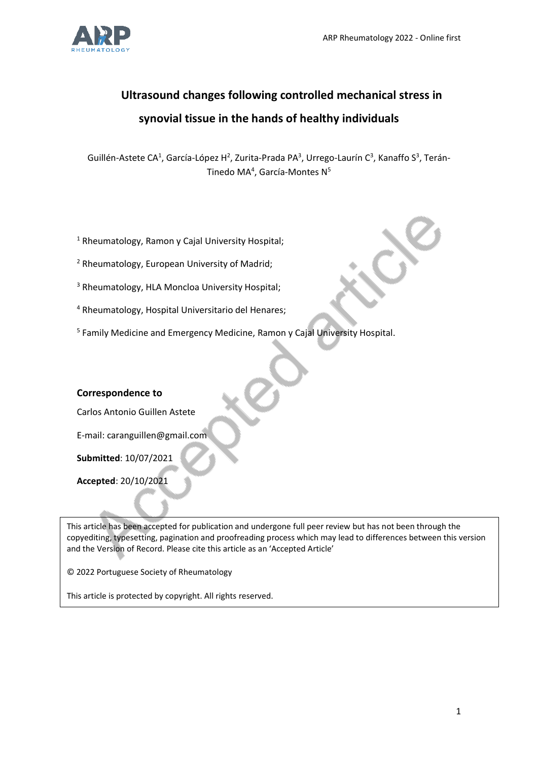# Ultrasound changes following controlled mechanical stress in synovial tissue in the hands of healthy individuals

Guillén-Astete CA[1], García-López H[2], Zurita-Prada PA[3], Urrego-Laurín C[3], Kanaffo S[3], Terán-Tinedo MA[4], García-Montes N[5]

[1] Rheumatology, Ramon y Cajal University Hospital;

[2] Rheumatology, European University of Madrid;

[3] Rheumatology, HLA Moncloa University Hospital;

[4] Rheumatology, Hospital Universitario del Henares;

[5] Family Medicine and Emergency Medicine, Ramon y Cajal University Hospital.

**Correspondence to**

Carlos Antonio Guillen Astete

E-mail: caranguillen@gmail.com

**Submitted**: 10/07/2021

**Accepted**: 20/10/2021

This article has been accepted for publication and undergone full peer review but has not been through the copyediting, typesetting, pagination and proofreading process which may lead to differences between this version and the Version of Record. Please cite this article as an 'Accepted Article'

© 2022 Portuguese Society of Rheumatology

This article is protected by copyright. All rights reserved.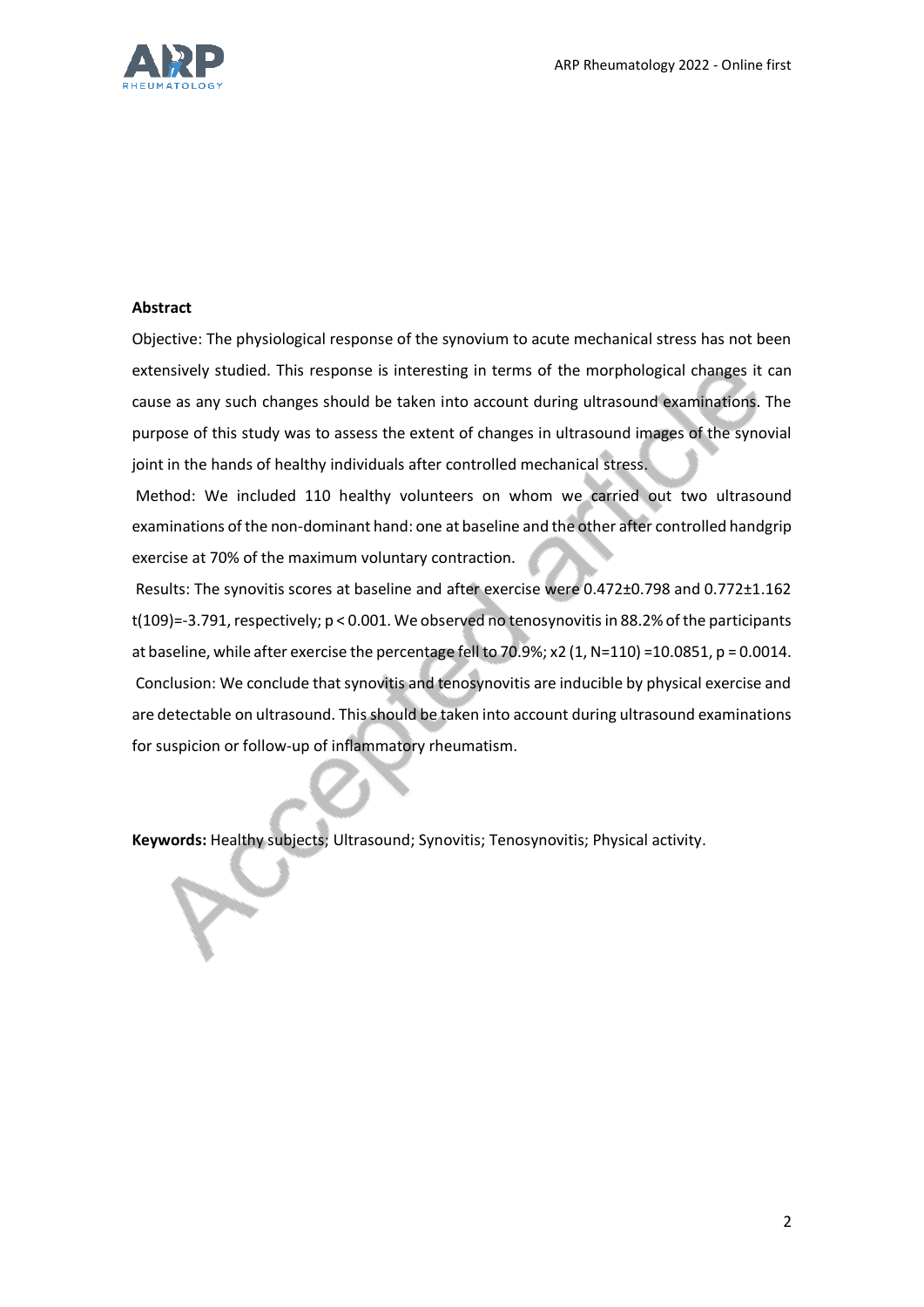**Abstract**

Objective: The physiological response of the synovium to acute mechanical stress has not been extensively studied. This response is interesting in terms of the morphological changes it can cause as any such changes should be taken into account during ultrasound examinations. The purpose of this study was to assess the extent of changes in ultrasound images of the synovial joint in the hands of healthy individuals after controlled mechanical stress.

Method: We included 110 healthy volunteers on whom we carried out two ultrasound examinations of the non-dominant hand: one at baseline and the other after controlled handgrip exercise at 70% of the maximum voluntary contraction.

Results: The synovitis scores at baseline and after exercise were 0.472±0.798 and 0.772±1.162 $t(109)=-3.791$, respectively; $p < 0.001$. We observed no tenosynovitis in 88.2% of the participants at baseline, while after exercise the percentage fell to 70.9%; $x2\ (1, N=110) = 10.0851$, $p = 0.0014$.

Conclusion: We conclude that synovitis and tenosynovitis are inducible by physical exercise and are detectable on ultrasound. This should be taken into account during ultrasound examinations for suspicion or follow-up of inflammatory rheumatism.

**Keywords:** Healthy subjects; Ultrasound; Synovitis; Tenosynovitis; Physical activity.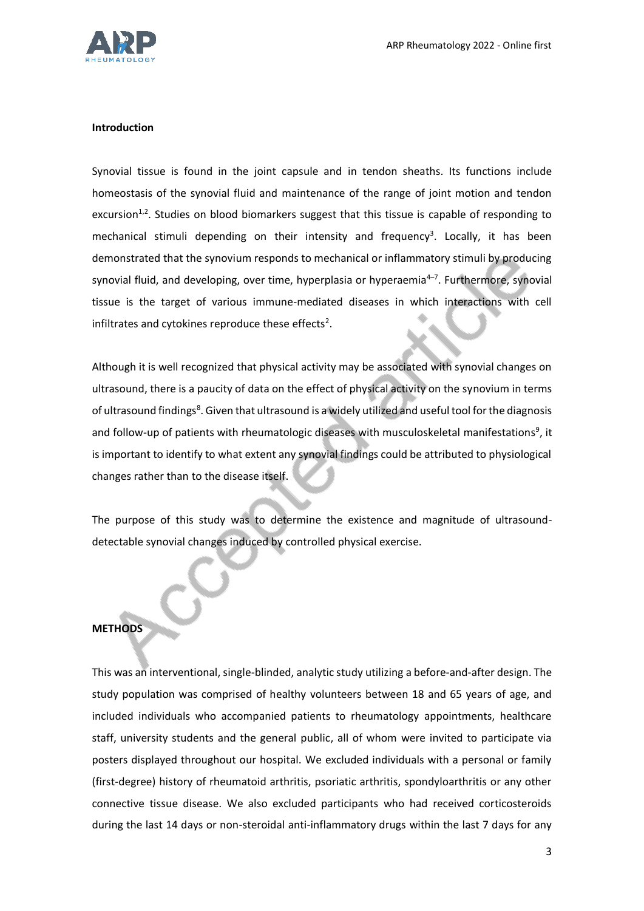## Introduction

Synovial tissue is found in the joint capsule and in tendon sheaths. Its functions include homeostasis of the synovial fluid and maintenance of the range of joint motion and tendon excursion[1,2]. Studies on blood biomarkers suggest that this tissue is capable of responding to mechanical stimuli depending on their intensity and frequency[3]. Locally, it has been demonstrated that the synovium responds to mechanical or inflammatory stimuli by producing synovial fluid, and developing, over time, hyperplasia or hyperaemia[4–7]. Furthermore, synovial tissue is the target of various immune-mediated diseases in which interactions with cell infiltrates and cytokines reproduce these effects[2].

Although it is well recognized that physical activity may be associated with synovial changes on ultrasound, there is a paucity of data on the effect of physical activity on the synovium in terms of ultrasound findings[8]. Given that ultrasound is a widely utilized and useful tool for the diagnosis and follow-up of patients with rheumatologic diseases with musculoskeletal manifestations[9], it is important to identify to what extent any synovial findings could be attributed to physiological changes rather than to the disease itself.

The purpose of this study was to determine the existence and magnitude of ultrasound-detectable synovial changes induced by controlled physical exercise.

## METHODS

This was an interventional, single-blinded, analytic study utilizing a before-and-after design. The study population was comprised of healthy volunteers between 18 and 65 years of age, and included individuals who accompanied patients to rheumatology appointments, healthcare staff, university students and the general public, all of whom were invited to participate via posters displayed throughout our hospital. We excluded individuals with a personal or family (first-degree) history of rheumatoid arthritis, psoriatic arthritis, spondyloarthritis or any other connective tissue disease. We also excluded participants who had received corticosteroids during the last 14 days or non-steroidal anti-inflammatory drugs within the last 7 days for any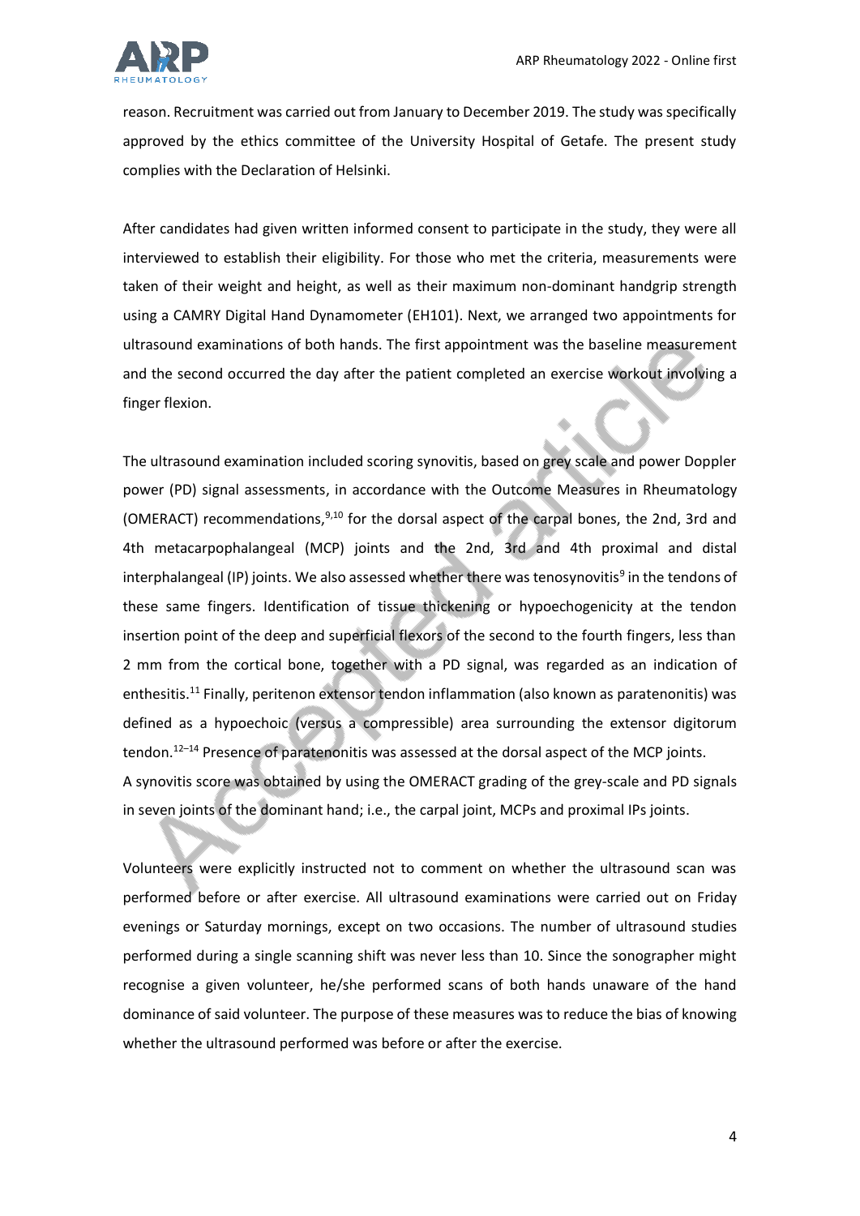reason. Recruitment was carried out from January to December 2019. The study was specifically approved by the ethics committee of the University Hospital of Getafe. The present study complies with the Declaration of Helsinki.

After candidates had given written informed consent to participate in the study, they were all interviewed to establish their eligibility. For those who met the criteria, measurements were taken of their weight and height, as well as their maximum non-dominant handgrip strength using a CAMRY Digital Hand Dynamometer (EH101). Next, we arranged two appointments for ultrasound examinations of both hands. The first appointment was the baseline measurement and the second occurred the day after the patient completed an exercise workout involving a finger flexion.

The ultrasound examination included scoring synovitis, based on grey scale and power Doppler power (PD) signal assessments, in accordance with the Outcome Measures in Rheumatology (OMERACT) recommendations,[9,10] for the dorsal aspect of the carpal bones, the 2nd, 3rd and 4th metacarpophalangeal (MCP) joints and the 2nd, 3rd and 4th proximal and distal interphalangeal (IP) joints. We also assessed whether there was tenosynovitis[9] in the tendons of these same fingers. Identification of tissue thickening or hypoechogenicity at the tendon insertion point of the deep and superficial flexors of the second to the fourth fingers, less than 2 mm from the cortical bone, together with a PD signal, was regarded as an indication of enthesitis.[11] Finally, peritenon extensor tendon inflammation (also known as paratenonitis) was defined as a hypoechoic (versus a compressible) area surrounding the extensor digitorum tendon.[12–14] Presence of paratenonitis was assessed at the dorsal aspect of the MCP joints.
A synovitis score was obtained by using the OMERACT grading of the grey-scale and PD signals in seven joints of the dominant hand; i.e., the carpal joint, MCPs and proximal IPs joints.

Volunteers were explicitly instructed not to comment on whether the ultrasound scan was performed before or after exercise. All ultrasound examinations were carried out on Friday evenings or Saturday mornings, except on two occasions. The number of ultrasound studies performed during a single scanning shift was never less than 10. Since the sonographer might recognise a given volunteer, he/she performed scans of both hands unaware of the hand dominance of said volunteer. The purpose of these measures was to reduce the bias of knowing whether the ultrasound performed was before or after the exercise.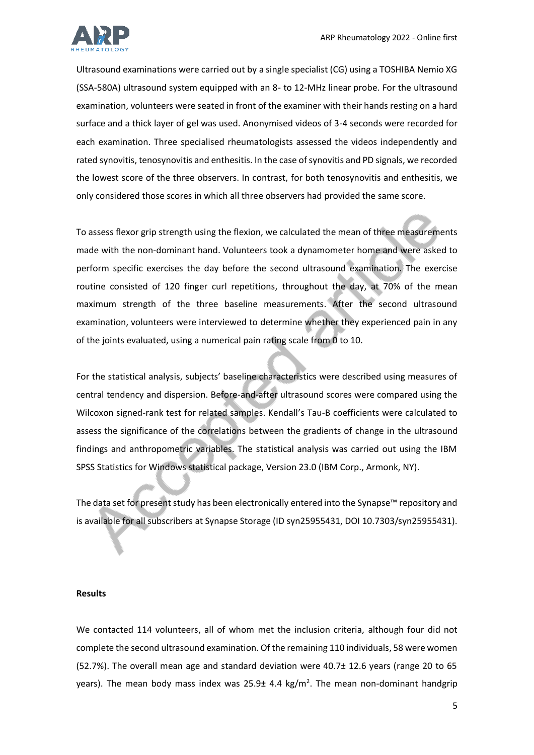Ultrasound examinations were carried out by a single specialist (CG) using a TOSHIBA Nemio XG (SSA-580A) ultrasound system equipped with an 8- to 12-MHz linear probe. For the ultrasound examination, volunteers were seated in front of the examiner with their hands resting on a hard surface and a thick layer of gel was used. Anonymised videos of 3-4 seconds were recorded for each examination. Three specialised rheumatologists assessed the videos independently and rated synovitis, tenosynovitis and enthesitis. In the case of synovitis and PD signals, we recorded the lowest score of the three observers. In contrast, for both tenosynovitis and enthesitis, we only considered those scores in which all three observers had provided the same score.

To assess flexor grip strength using the flexion, we calculated the mean of three measurements made with the non-dominant hand. Volunteers took a dynamometer home and were asked to perform specific exercises the day before the second ultrasound examination. The exercise routine consisted of 120 finger curl repetitions, throughout the day, at 70% of the mean maximum strength of the three baseline measurements. After the second ultrasound examination, volunteers were interviewed to determine whether they experienced pain in any of the joints evaluated, using a numerical pain rating scale from 0 to 10.

For the statistical analysis, subjects' baseline characteristics were described using measures of central tendency and dispersion. Before-and-after ultrasound scores were compared using the Wilcoxon signed-rank test for related samples. Kendall's Tau-B coefficients were calculated to assess the significance of the correlations between the gradients of change in the ultrasound findings and anthropometric variables. The statistical analysis was carried out using the IBM SPSS Statistics for Windows statistical package, Version 23.0 (IBM Corp., Armonk, NY).

The data set for present study has been electronically entered into the Synapse™ repository and is available for all subscribers at Synapse Storage (ID syn25955431, DOI 10.7303/syn25955431).

**Results**

We contacted 114 volunteers, all of whom met the inclusion criteria, although four did not complete the second ultrasound examination. Of the remaining 110 individuals, 58 were women (52.7%). The overall mean age and standard deviation were 40.7± 12.6 years (range 20 to 65 years). The mean body mass index was 25.9± 4.4 kg/m$^2$. The mean non-dominant handgrip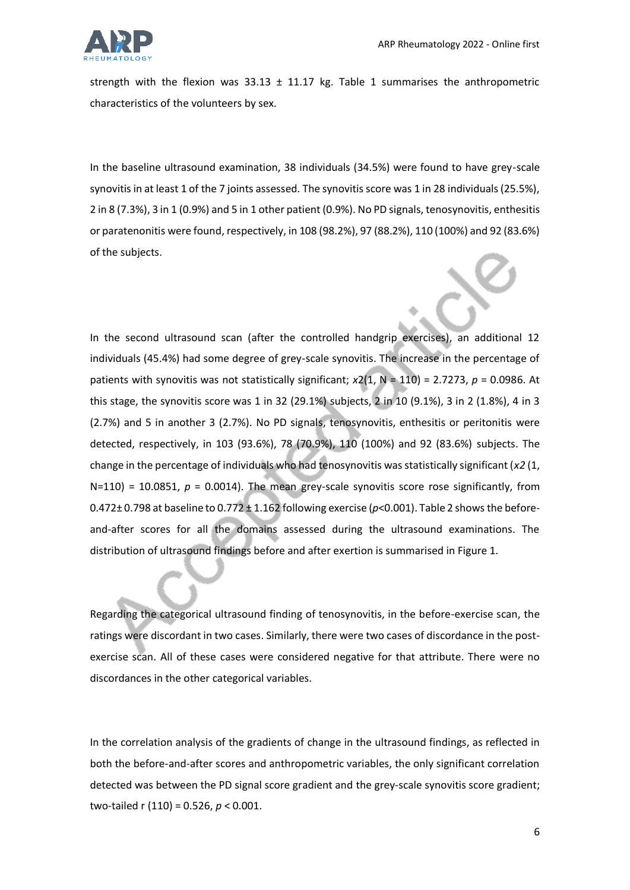strength with the flexion was 33.13 ± 11.17 kg. Table 1 summarises the anthropometric characteristics of the volunteers by sex.

In the baseline ultrasound examination, 38 individuals (34.5%) were found to have grey-scale synovitis in at least 1 of the 7 joints assessed. The synovitis score was 1 in 28 individuals (25.5%), 2 in 8 (7.3%), 3 in 1 (0.9%) and 5 in 1 other patient (0.9%). No PD signals, tenosynovitis, enthesitis or paratenonitis were found, respectively, in 108 (98.2%), 97 (88.2%), 110 (100%) and 92 (83.6%) of the subjects.

In the second ultrasound scan (after the controlled handgrip exercises), an additional 12 individuals (45.4%) had some degree of grey-scale synovitis. The increase in the percentage of patients with synovitis was not statistically significant; $x2(1, N = 110) = 2.7273$, $p = 0.0986$. At this stage, the synovitis score was 1 in 32 (29.1%) subjects, 2 in 10 (9.1%), 3 in 2 (1.8%), 4 in 3 (2.7%) and 5 in another 3 (2.7%). No PD signals, tenosynovitis, enthesitis or peritonitis were detected, respectively, in 103 (93.6%), 78 (70.9%), 110 (100%) and 92 (83.6%) subjects. The change in the percentage of individuals who had tenosynovitis was statistically significant ($x2$ (1, N=110) = 10.0851, $p = 0.0014$). The mean grey-scale synovitis score rose significantly, from 0.472± 0.798 at baseline to 0.772 ± 1.162 following exercise ($p<0.001$). Table 2 shows the before-and-after scores for all the domains assessed during the ultrasound examinations. The distribution of ultrasound findings before and after exertion is summarised in Figure 1.

Regarding the categorical ultrasound finding of tenosynovitis, in the before-exercise scan, the ratings were discordant in two cases. Similarly, there were two cases of discordance in the post-exercise scan. All of these cases were considered negative for that attribute. There were no discordances in the other categorical variables.

In the correlation analysis of the gradients of change in the ultrasound findings, as reflected in both the before-and-after scores and anthropometric variables, the only significant correlation detected was between the PD signal score gradient and the grey-scale synovitis score gradient; two-tailed r (110) = 0.526, $p < 0.001$.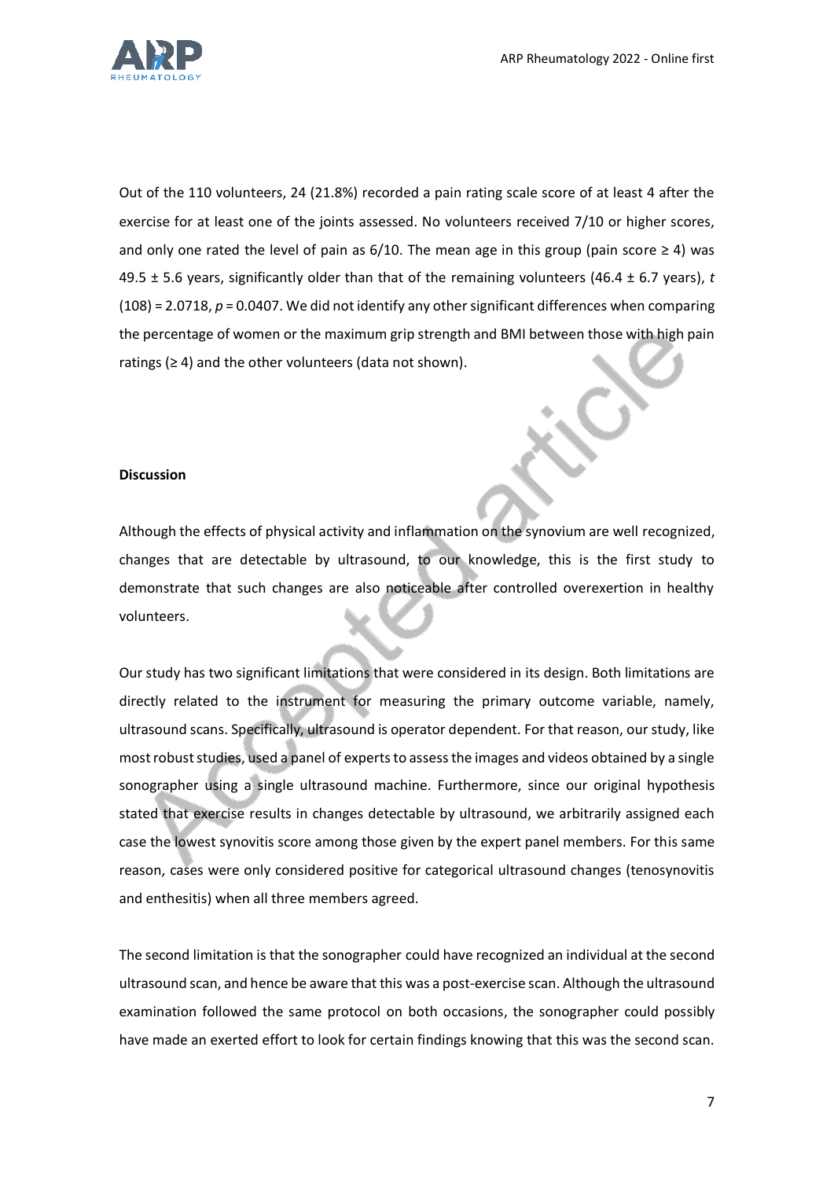Out of the 110 volunteers, 24 (21.8%) recorded a pain rating scale score of at least 4 after the exercise for at least one of the joints assessed. No volunteers received 7/10 or higher scores, and only one rated the level of pain as 6/10. The mean age in this group (pain score ≥ 4) was 49.5 ± 5.6 years, significantly older than that of the remaining volunteers (46.4 ± 6.7 years), $t(108) = 2.0718$, $p = 0.0407$. We did not identify any other significant differences when comparing the percentage of women or the maximum grip strength and BMI between those with high pain ratings (≥ 4) and the other volunteers (data not shown).

## Discussion

Although the effects of physical activity and inflammation on the synovium are well recognized, changes that are detectable by ultrasound, to our knowledge, this is the first study to demonstrate that such changes are also noticeable after controlled overexertion in healthy volunteers.

Our study has two significant limitations that were considered in its design. Both limitations are directly related to the instrument for measuring the primary outcome variable, namely, ultrasound scans. Specifically, ultrasound is operator dependent. For that reason, our study, like most robust studies, used a panel of experts to assess the images and videos obtained by a single sonographer using a single ultrasound machine. Furthermore, since our original hypothesis stated that exercise results in changes detectable by ultrasound, we arbitrarily assigned each case the lowest synovitis score among those given by the expert panel members. For this same reason, cases were only considered positive for categorical ultrasound changes (tenosynovitis and enthesitis) when all three members agreed.

The second limitation is that the sonographer could have recognized an individual at the second ultrasound scan, and hence be aware that this was a post-exercise scan. Although the ultrasound examination followed the same protocol on both occasions, the sonographer could possibly have made an exerted effort to look for certain findings knowing that this was the second scan.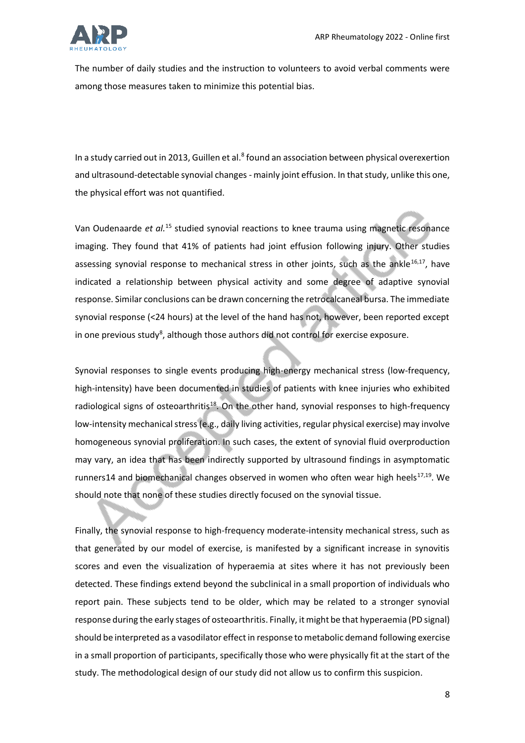The number of daily studies and the instruction to volunteers to avoid verbal comments were among those measures taken to minimize this potential bias.

In a study carried out in 2013, Guillen et al.[8] found an association between physical overexertion and ultrasound-detectable synovial changes - mainly joint effusion. In that study, unlike this one, the physical effort was not quantified.

Van Oudenaarde *et al.*[15] studied synovial reactions to knee trauma using magnetic resonance imaging. They found that 41% of patients had joint effusion following injury. Other studies assessing synovial response to mechanical stress in other joints, such as the ankle[16,17], have indicated a relationship between physical activity and some degree of adaptive synovial response. Similar conclusions can be drawn concerning the retrocalcaneal bursa. The immediate synovial response (<24 hours) at the level of the hand has not, however, been reported except in one previous study[8], although those authors did not control for exercise exposure.

Synovial responses to single events producing high-energy mechanical stress (low-frequency, high-intensity) have been documented in studies of patients with knee injuries who exhibited radiological signs of osteoarthritis[18]. On the other hand, synovial responses to high-frequency low-intensity mechanical stress (e.g., daily living activities, regular physical exercise) may involve homogeneous synovial proliferation. In such cases, the extent of synovial fluid overproduction may vary, an idea that has been indirectly supported by ultrasound findings in asymptomatic runners14 and biomechanical changes observed in women who often wear high heels[17,19]. We should note that none of these studies directly focused on the synovial tissue.

Finally, the synovial response to high-frequency moderate-intensity mechanical stress, such as that generated by our model of exercise, is manifested by a significant increase in synovitis scores and even the visualization of hyperaemia at sites where it has not previously been detected. These findings extend beyond the subclinical in a small proportion of individuals who report pain. These subjects tend to be older, which may be related to a stronger synovial response during the early stages of osteoarthritis. Finally, it might be that hyperaemia (PD signal) should be interpreted as a vasodilator effect in response to metabolic demand following exercise in a small proportion of participants, specifically those who were physically fit at the start of the study. The methodological design of our study did not allow us to confirm this suspicion.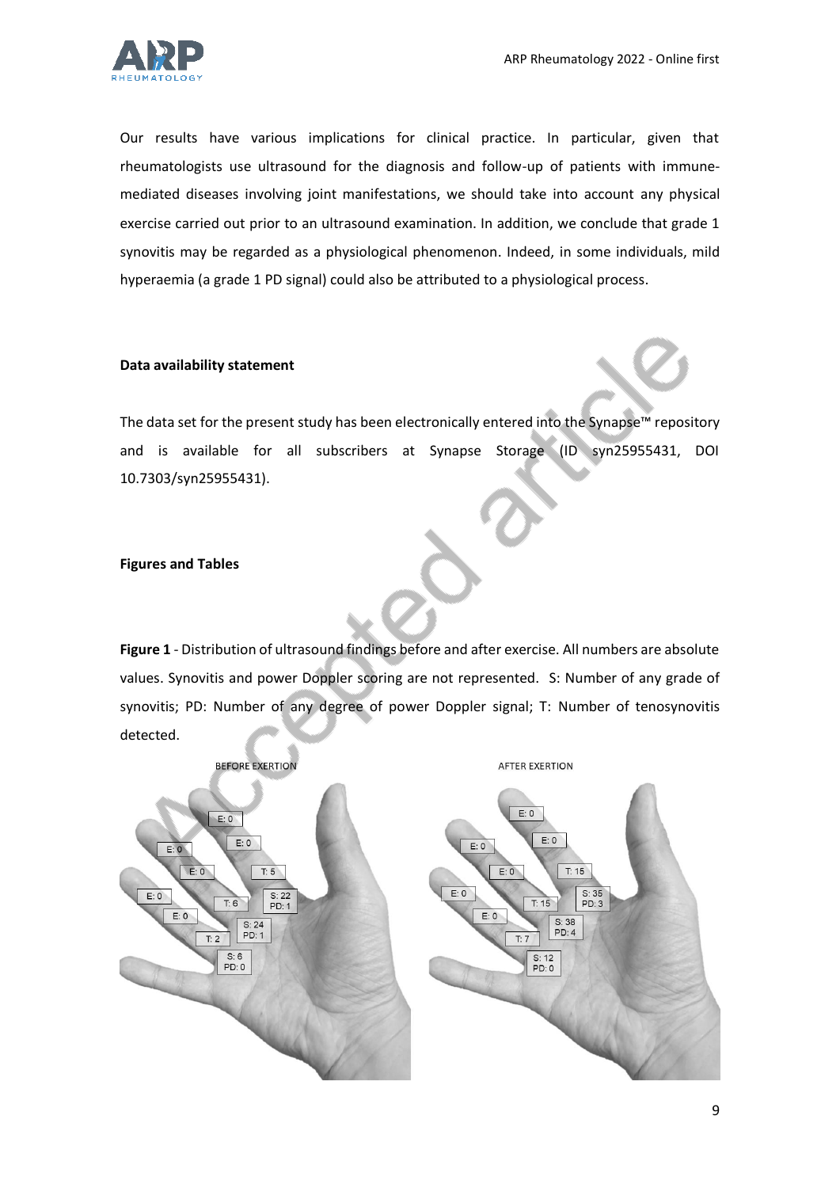Our results have various implications for clinical practice. In particular, given that rheumatologists use ultrasound for the diagnosis and follow-up of patients with immune-mediated diseases involving joint manifestations, we should take into account any physical exercise carried out prior to an ultrasound examination. In addition, we conclude that grade 1 synovitis may be regarded as a physiological phenomenon. Indeed, in some individuals, mild hyperaemia (a grade 1 PD signal) could also be attributed to a physiological process.

**Data availability statement**

The data set for the present study has been electronically entered into the Synapse™ repository and is available for all subscribers at Synapse Storage (ID syn25955431, DOI 10.7303/syn25955431).

**Figures and Tables**

**Figure 1** - Distribution of ultrasound findings before and after exercise. All numbers are absolute values. Synovitis and power Doppler scoring are not represented. S: Number of any grade of synovitis; PD: Number of any degree of power Doppler signal; T: Number of tenosynovitis detected.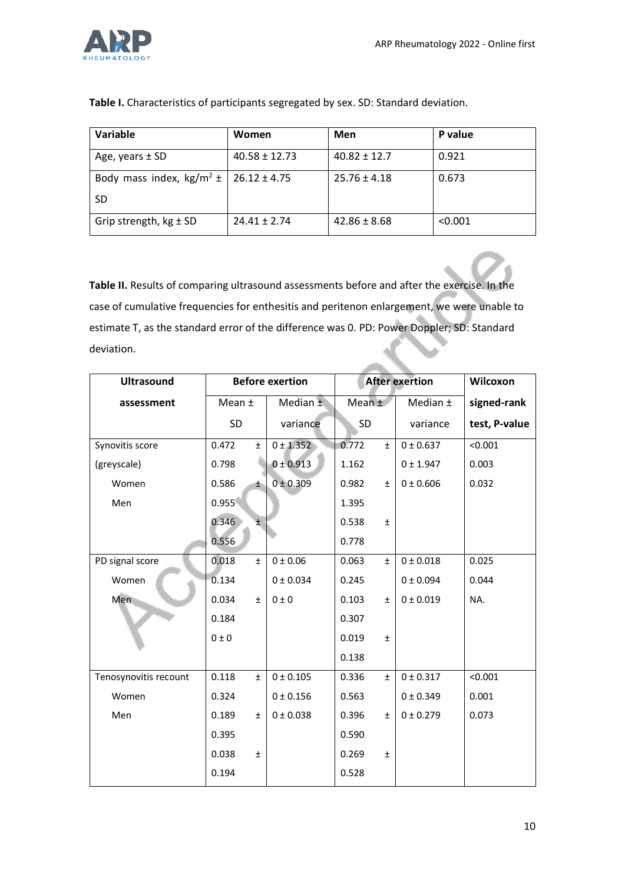**Table I.** Characteristics of participants segregated by sex. SD: Standard deviation.

| Variable | Women | Men | P value |
|---|---|---|---|
| Age, years ± SD | 40.58 ± 12.73 | 40.82 ± 12.7 | 0.921 |
| Body mass index, kg/m$^2$ ± SD | 26.12 ± 4.75 | 25.76 ± 4.18 | 0.673 |
| Grip strength, kg ± SD | 24.41 ± 2.74 | 42.86 ± 8.68 | <0.001 |

**Table II.** Results of comparing ultrasound assessments before and after the exercise. In the case of cumulative frequencies for enthesitis and peritenon enlargement, we were unable to estimate T, as the standard error of the difference was 0. PD: Power Doppler; SD: Standard deviation.

| Ultrasound assessment | Before exertion | | After exertion | | Wilcoxon signed-rank test, P-value |
|---|---|---|---|---|---|
| | Mean ± SD | Median ± variance | Mean ± SD | Median ± variance | |
| Synovitis score (greyscale) | 0.472 ± 0.798 | 0 ± 1.352 | 0.772 ± 1.162 | 0 ± 0.637 | <0.001 |
| Women | 0.586 ± 0.955 | 0 ± 0.913 | 0.982 ± 1.395 | 0 ± 1.947 | 0.003 |
| Men | 0.346 ± 0.556 | 0 ± 0.309 | 0.538 ± 0.778 | 0 ± 0.606 | 0.032 |
| PD signal score | 0.018 ± 0.134 | 0 ± 0.06 | 0.063 ± 0.245 | 0 ± 0.018 | 0.025 |
| Women | 0.034 ± 0.184 | 0 ± 0.034 | 0.103 ± 0.307 | 0 ± 0.094 | 0.044 |
| Men | 0 ± 0 | 0 ± 0 | 0.019 ± 0.138 | 0 ± 0.019 | NA. |
| Tenosynovitis recount | 0.118 ± 0.324 | 0 ± 0.105 | 0.336 ± 0.563 | 0 ± 0.317 | <0.001 |
| Women | 0.189 ± 0.395 | 0 ± 0.156 | 0.396 ± 0.590 | 0 ± 0.349 | 0.001 |
| Men | 0.038 ± 0.194 | 0 ± 0.038 | 0.269 ± 0.528 | 0 ± 0.279 | 0.073 |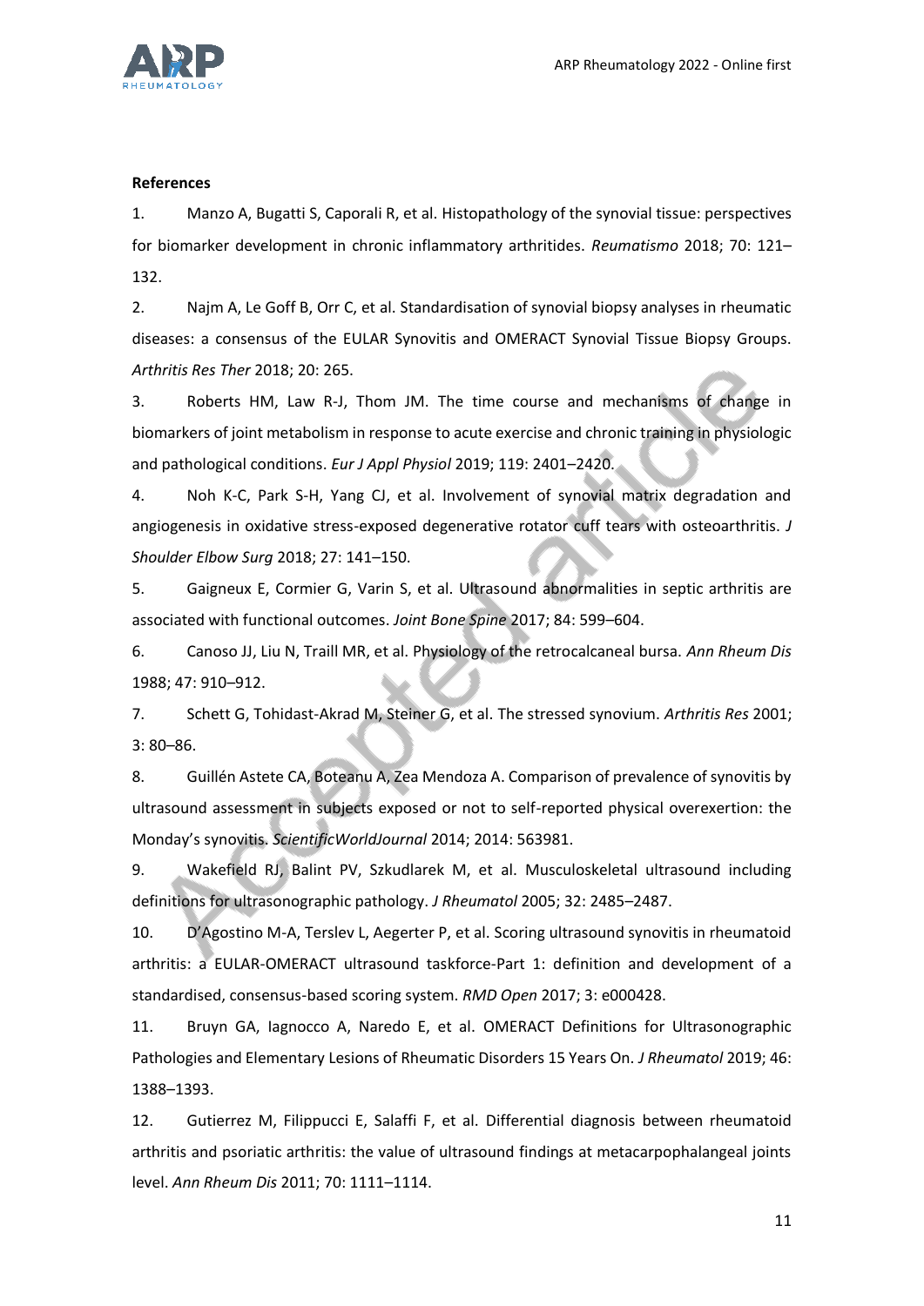**References**

1. Manzo A, Bugatti S, Caporali R, et al. Histopathology of the synovial tissue: perspectives for biomarker development in chronic inflammatory arthritides. *Reumatismo* 2018; 70: 121–132.
2. Najm A, Le Goff B, Orr C, et al. Standardisation of synovial biopsy analyses in rheumatic diseases: a consensus of the EULAR Synovitis and OMERACT Synovial Tissue Biopsy Groups. *Arthritis Res Ther* 2018; 20: 265.
3. Roberts HM, Law R-J, Thom JM. The time course and mechanisms of change in biomarkers of joint metabolism in response to acute exercise and chronic training in physiologic and pathological conditions. *Eur J Appl Physiol* 2019; 119: 2401–2420.
4. Noh K-C, Park S-H, Yang CJ, et al. Involvement of synovial matrix degradation and angiogenesis in oxidative stress-exposed degenerative rotator cuff tears with osteoarthritis. *J Shoulder Elbow Surg* 2018; 27: 141–150.
5. Gaigneux E, Cormier G, Varin S, et al. Ultrasound abnormalities in septic arthritis are associated with functional outcomes. *Joint Bone Spine* 2017; 84: 599–604.
6. Canoso JJ, Liu N, Traill MR, et al. Physiology of the retrocalcaneal bursa. *Ann Rheum Dis* 1988; 47: 910–912.
7. Schett G, Tohidast-Akrad M, Steiner G, et al. The stressed synovium. *Arthritis Res* 2001; 3: 80–86.
8. Guillén Astete CA, Boteanu A, Zea Mendoza A. Comparison of prevalence of synovitis by ultrasound assessment in subjects exposed or not to self-reported physical overexertion: the Monday's synovitis. *ScientificWorldJournal* 2014; 2014: 563981.
9. Wakefield RJ, Balint PV, Szkudlarek M, et al. Musculoskeletal ultrasound including definitions for ultrasonographic pathology. *J Rheumatol* 2005; 32: 2485–2487.
10. D'Agostino M-A, Terslev L, Aegerter P, et al. Scoring ultrasound synovitis in rheumatoid arthritis: a EULAR-OMERACT ultrasound taskforce-Part 1: definition and development of a standardised, consensus-based scoring system. *RMD Open* 2017; 3: e000428.
11. Bruyn GA, Iagnocco A, Naredo E, et al. OMERACT Definitions for Ultrasonographic Pathologies and Elementary Lesions of Rheumatic Disorders 15 Years On. *J Rheumatol* 2019; 46: 1388–1393.
12. Gutierrez M, Filippucci E, Salaffi F, et al. Differential diagnosis between rheumatoid arthritis and psoriatic arthritis: the value of ultrasound findings at metacarpophalangeal joints level. *Ann Rheum Dis* 2011; 70: 1111–1114.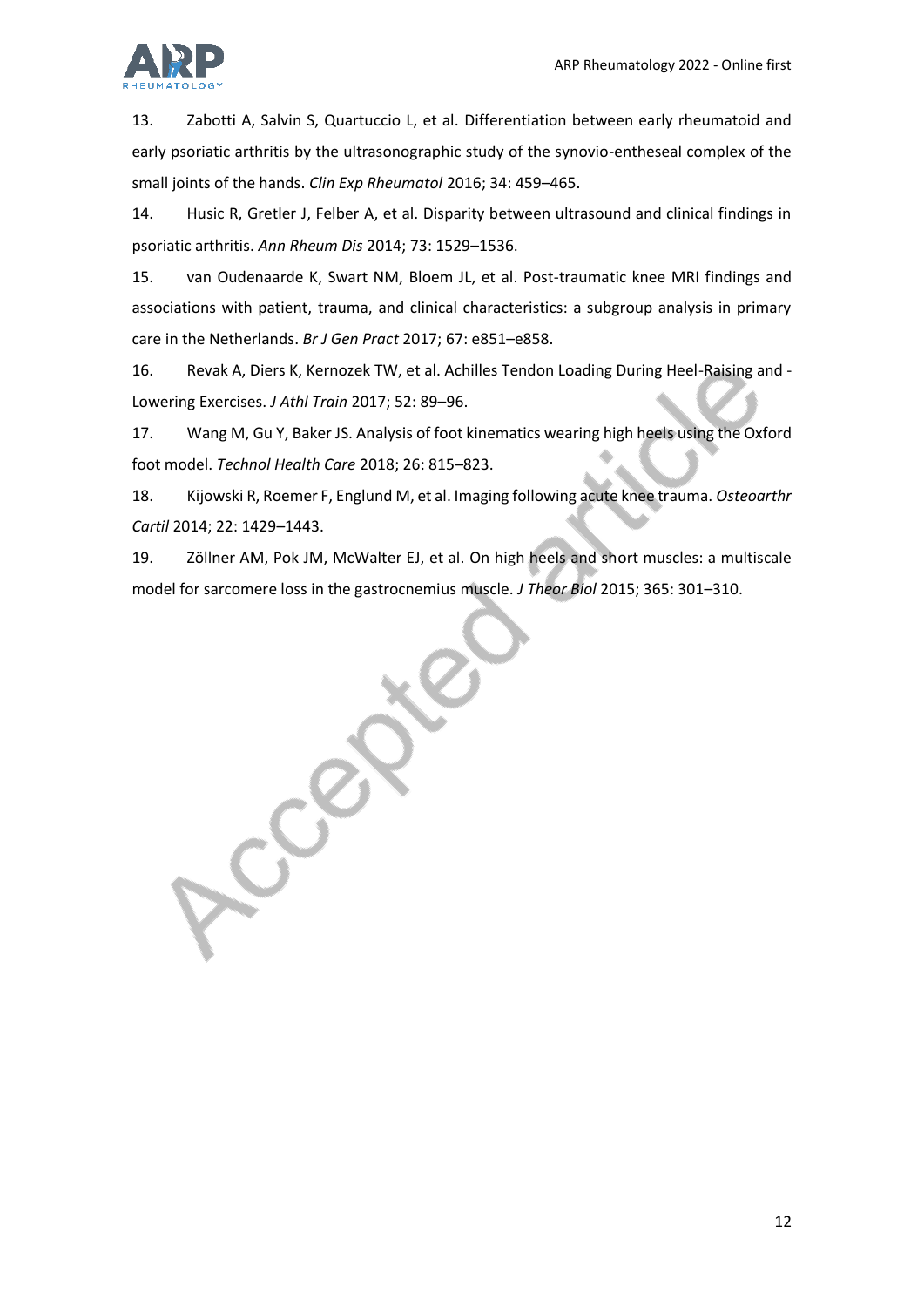13. Zabotti A, Salvin S, Quartuccio L, et al. Differentiation between early rheumatoid and early psoriatic arthritis by the ultrasonographic study of the synovio-entheseal complex of the small joints of the hands. *Clin Exp Rheumatol* 2016; 34: 459–465.

14. Husic R, Gretler J, Felber A, et al. Disparity between ultrasound and clinical findings in psoriatic arthritis. *Ann Rheum Dis* 2014; 73: 1529–1536.

15. van Oudenaarde K, Swart NM, Bloem JL, et al. Post-traumatic knee MRI findings and associations with patient, trauma, and clinical characteristics: a subgroup analysis in primary care in the Netherlands. *Br J Gen Pract* 2017; 67: e851–e858.

16. Revak A, Diers K, Kernozek TW, et al. Achilles Tendon Loading During Heel-Raising and -Lowering Exercises. *J Athl Train* 2017; 52: 89–96.

17. Wang M, Gu Y, Baker JS. Analysis of foot kinematics wearing high heels using the Oxford foot model. *Technol Health Care* 2018; 26: 815–823.

18. Kijowski R, Roemer F, Englund M, et al. Imaging following acute knee trauma. *Osteoarthr Cartil* 2014; 22: 1429–1443.

19. Zöllner AM, Pok JM, McWalter EJ, et al. On high heels and short muscles: a multiscale model for sarcomere loss in the gastrocnemius muscle. *J Theor Biol* 2015; 365: 301–310.